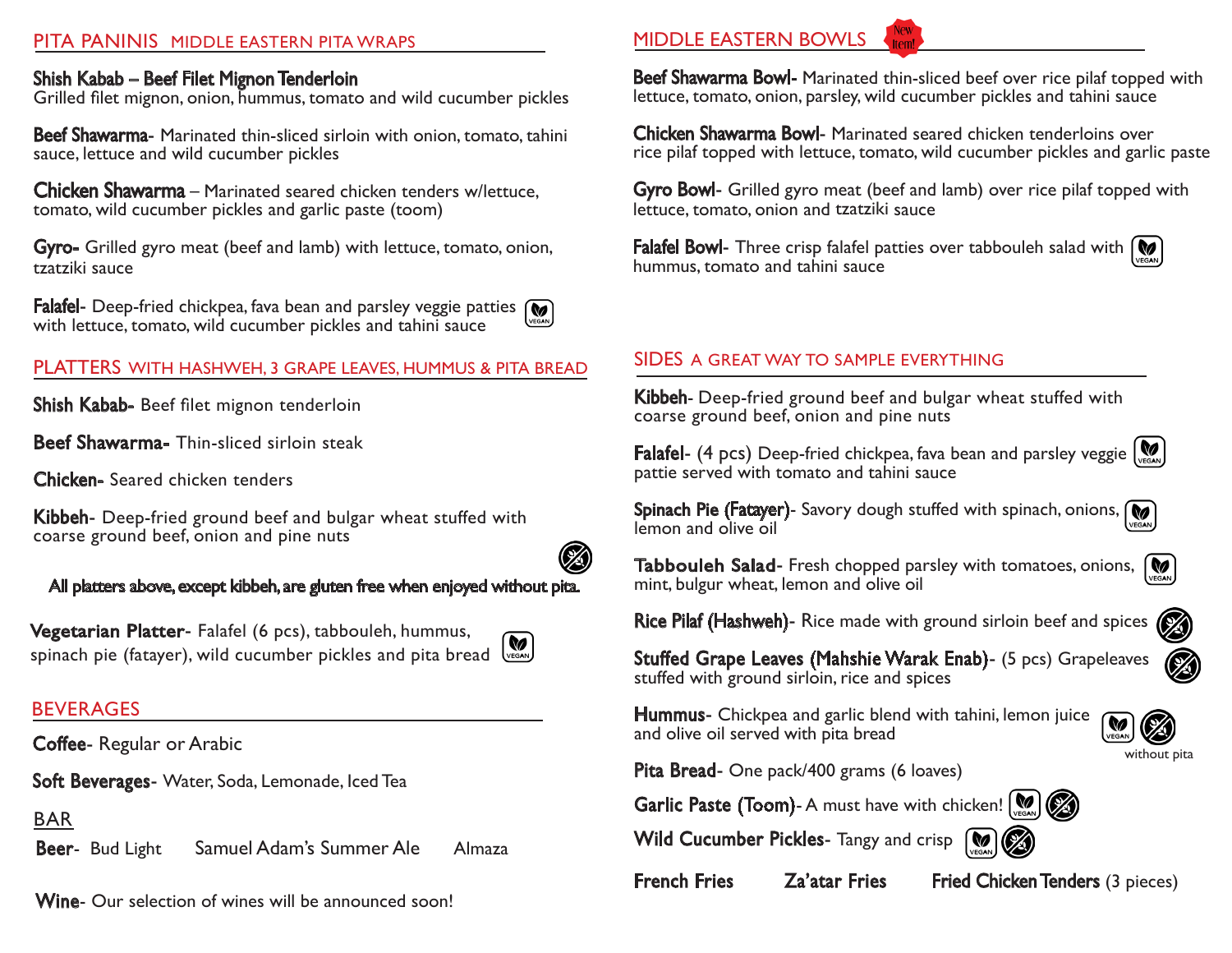## PITA PANINIS MIDDLE EASTERN PITA WRAPS

**Shish Kabab – Beef Filet Mignon Tenderloin**
Grilled filet mignon, onion, hummus, tomato and wild cucumber pickles

**Beef Shawarma**- Marinated thin-sliced sirloin with onion, tomato, tahini sauce, lettuce and wild cucumber pickles

**Chicken Shawarma** – Marinated seared chicken tenders w/lettuce, tomato, wild cucumber pickles and garlic paste (toom)

**Gyro**- Grilled gyro meat (beef and lamb) with lettuce, tomato, onion, tzatziki sauce

**Falafel**- Deep-fried chickpea, fava bean and parsley veggie patties with lettuce, tomato, wild cucumber pickles and tahini sauce (VEGAN)

## PLATTERS WITH HASHWEH, 3 GRAPE LEAVES, HUMMUS & PITA BREAD

**Shish Kabab**- Beef filet mignon tenderloin

**Beef Shawarma**- Thin-sliced sirloin steak

**Chicken**- Seared chicken tenders

**Kibbeh**- Deep-fried ground beef and bulgar wheat stuffed with coarse ground beef, onion and pine nuts

**All platters above, except kibbeh, are gluten free when enjoyed without pita.**

**Vegetarian Platter**- Falafel (6 pcs), tabbouleh, hummus, spinach pie (fatayer), wild cucumber pickles and pita bread (VEGAN)

## BEVERAGES

**Coffee**- Regular or Arabic

**Soft Beverages**- Water, Soda, Lemonade, Iced Tea

### BAR

**Beer**- Bud Light    Samuel Adam's Summer Ale    Almaza

**Wine**- Our selection of wines will be announced soon!

## MIDDLE EASTERN BOWLS (New Item!)

**Beef Shawarma Bowl**- Marinated thin-sliced beef over rice pilaf topped with lettuce, tomato, onion, parsley, wild cucumber pickles and tahini sauce

**Chicken Shawarma Bowl**- Marinated seared chicken tenderloins over rice pilaf topped with lettuce, tomato, wild cucumber pickles and garlic paste

**Gyro Bowl**- Grilled gyro meat (beef and lamb) over rice pilaf topped with lettuce, tomato, onion and tzatziki sauce

**Falafel Bowl**- Three crisp falafel patties over tabbouleh salad with hummus, tomato and tahini sauce (VEGAN)

## SIDES A GREAT WAY TO SAMPLE EVERYTHING

**Kibbeh**- Deep-fried ground beef and bulgar wheat stuffed with coarse ground beef, onion and pine nuts

**Falafel**- (4 pcs) Deep-fried chickpea, fava bean and parsley veggie pattie served with tomato and tahini sauce (VEGAN)

**Spinach Pie (Fatayer)**- Savory dough stuffed with spinach, onions, lemon and olive oil (VEGAN)

**Tabbouleh Salad**- Fresh chopped parsley with tomatoes, onions, mint, bulgur wheat, lemon and olive oil (VEGAN)

**Rice Pilaf (Hashweh)**- Rice made with ground sirloin beef and spices

**Stuffed Grape Leaves (Mahshie Warak Enab)**- (5 pcs) Grapeleaves stuffed with ground sirloin, rice and spices

**Hummus**- Chickpea and garlic blend with tahini, lemon juice and olive oil served with pita bread (VEGAN) (without pita)

**Pita Bread**- One pack/400 grams (6 loaves)

**Garlic Paste (Toom)**- A must have with chicken! (VEGAN)

**Wild Cucumber Pickles**- Tangy and crisp (VEGAN)

**French Fries**    **Za'atar Fries**    **Fried Chicken Tenders** (3 pieces)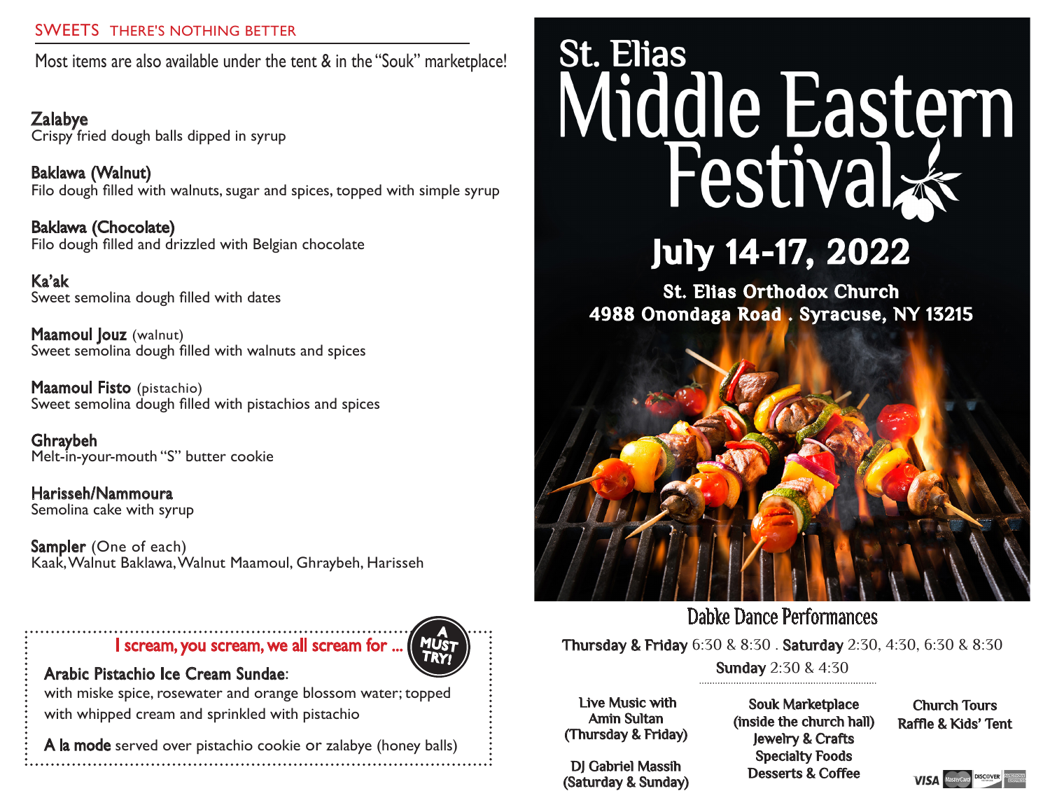## SWEETS THERE'S NOTHING BETTER

Most items are also available under the tent & in the "Souk" marketplace!

**Zalabye**
Crispy fried dough balls dipped in syrup

**Baklawa (Walnut)**
Filo dough filled with walnuts, sugar and spices, topped with simple syrup

**Baklawa (Chocolate)**
Filo dough filled and drizzled with Belgian chocolate

**Ka'ak**
Sweet semolina dough filled with dates

**Maamoul Jouz** (walnut)
Sweet semolina dough filled with walnuts and spices

**Maamoul Fisto** (pistachio)
Sweet semolina dough filled with pistachios and spices

**Ghraybeh**
Melt-in-your-mouth "S" butter cookie

**Harisseh/Nammoura**
Semolina cake with syrup

**Sampler** (One of each)
Kaak, Walnut Baklawa, Walnut Maamoul, Ghraybeh, Harisseh

**I scream, you scream, we all scream for ...** A MUST TRY!

**Arabic Pistachio Ice Cream Sundae**: with miske spice, rosewater and orange blossom water; topped with whipped cream and sprinkled with pistachio

**A la mode** served over pistachio cookie or zalabye (honey balls)

# St. Elias Middle Eastern Festival

## July 14-17, 2022

**St. Elias Orthodox Church**
**4988 Onondaga Road . Syracuse, NY 13215**

### Dabke Dance Performances

**Thursday & Friday** 6:30 & 8:30 . **Saturday** 2:30, 4:30, 6:30 & 8:30
**Sunday** 2:30 & 4:30

Live Music with Amin Sultan (Thursday & Friday)

DJ Gabriel Massih (Saturday & Sunday)

Souk Marketplace (inside the church hall)
Jewelry & Crafts
Specialty Foods
Desserts & Coffee

Church Tours
Raffle & Kids' Tent

VISA MasterCard DISCOVER AMERICAN EXPRESS